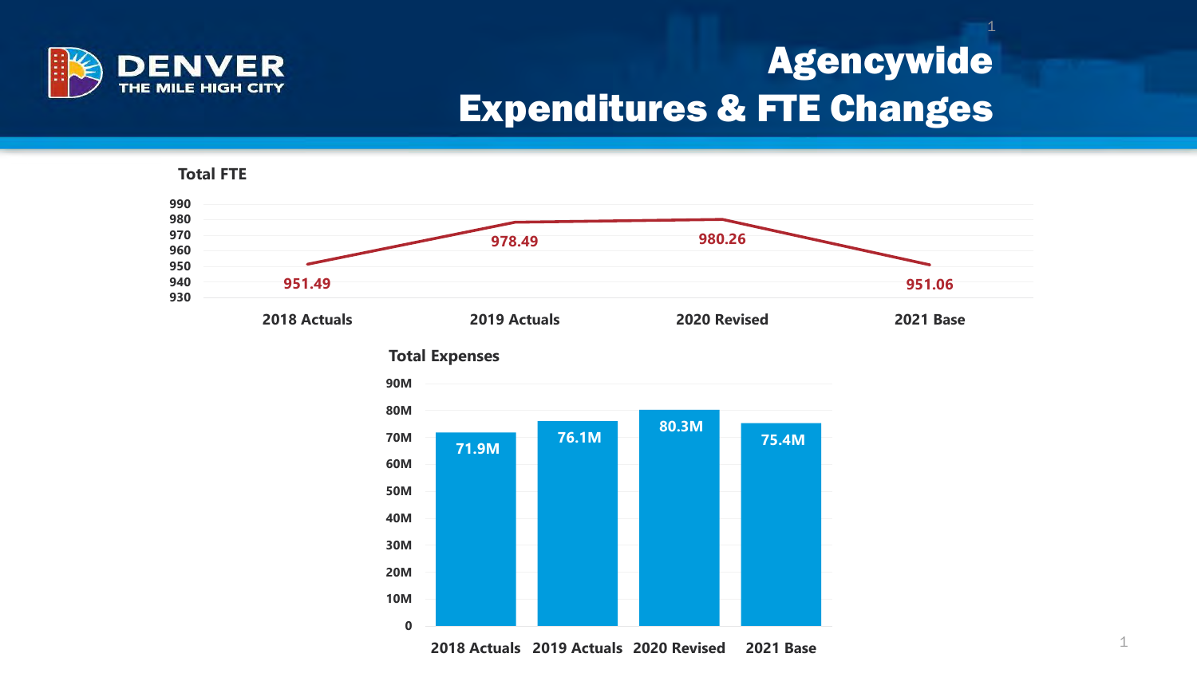# Agencywide Expenditures & FTE Changes

**Total FTE**

| | 2018 Actuals | 2019 Actuals | 2020 Revised | 2021 Base |
|---|---|---|---|---|
| Total FTE | 951.49 | 978.49 | 980.26 | 951.06 |

**Total Expenses**

| | 2018 Actuals | 2019 Actuals | 2020 Revised | 2021 Base |
|---|---|---|---|---|
| Total Expenses | 71.9M | 76.1M | 80.3M | 75.4M |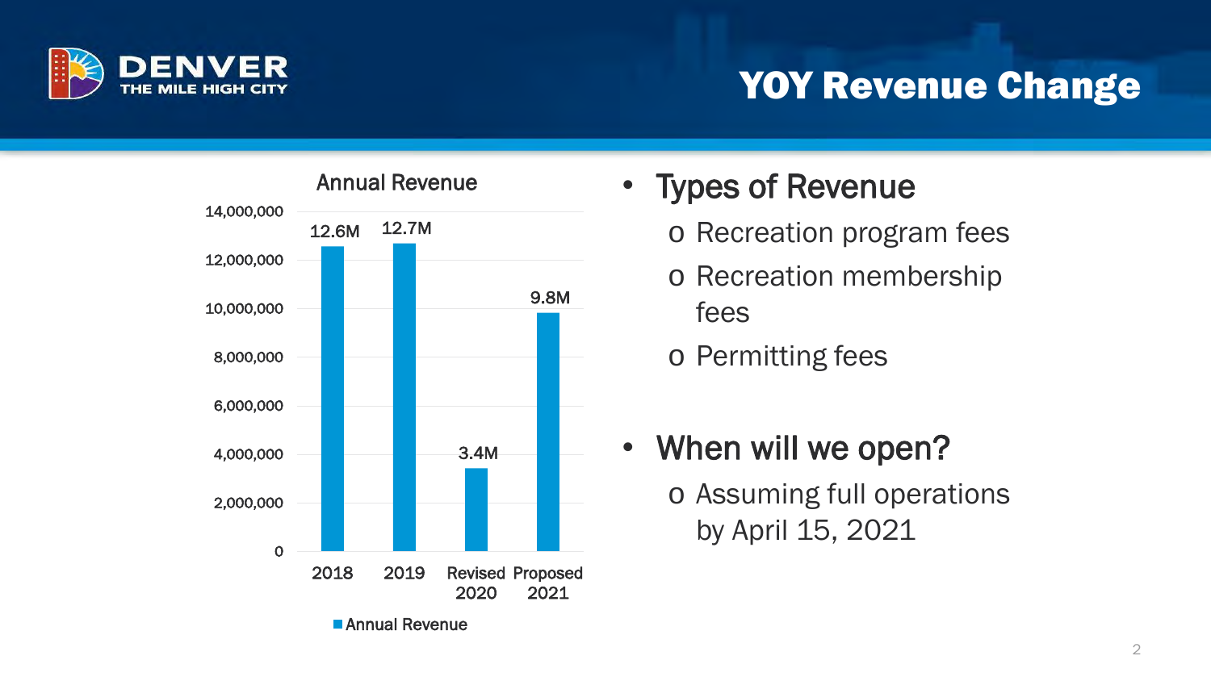# YOY Revenue Change

**Annual Revenue**

| Year | Annual Revenue |
| --- | --- |
| 2018 | 12.6M |
| 2019 | 12.7M |
| Revised 2020 | 3.4M |
| Proposed 2021 | 9.8M |

- **Types of Revenue**
  - Recreation program fees
  - Recreation membership fees
  - Permitting fees

- **When will we open?**
  - Assuming full operations by April 15, 2021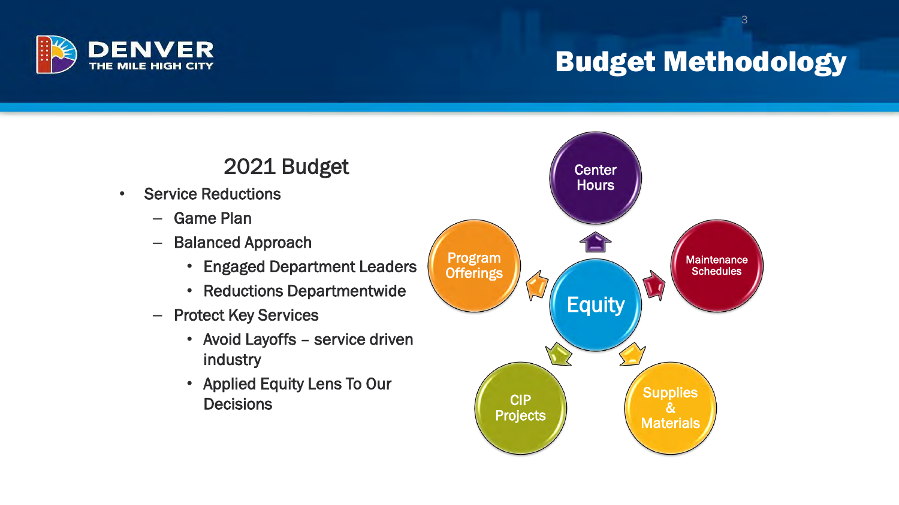# Budget Methodology

## 2021 Budget

- Service Reductions
  - Game Plan
  - Balanced Approach
    - Engaged Department Leaders
    - Reductions Departmentwide
  - Protect Key Services
    - Avoid Layoffs – service driven industry
    - Applied Equity Lens To Our Decisions

Equity

Center Hours

Maintenance Schedules

Supplies & Materials

CIP Projects

Program Offerings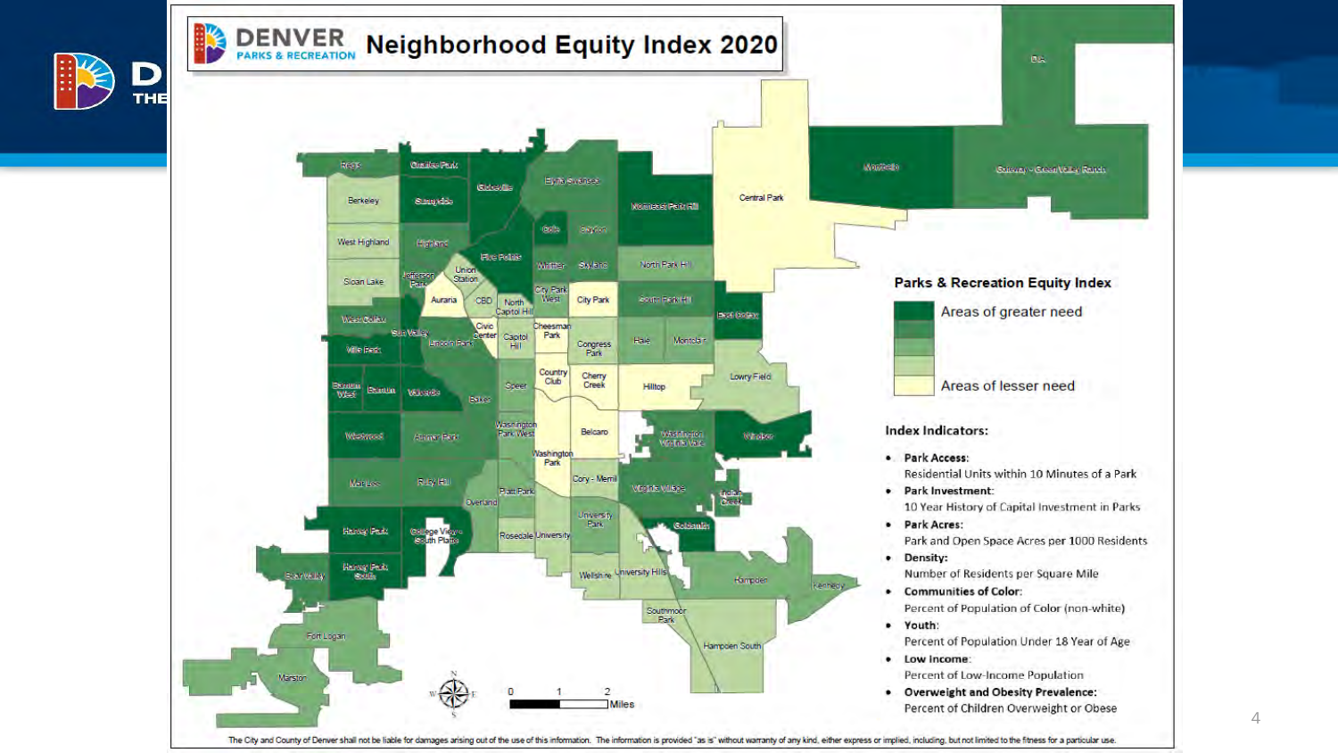# DENVER PARKS & RECREATION Neighborhood Equity Index 2020

## Parks & Recreation Equity Index

- Areas of greater need
- Areas of lesser need

### Index Indicators:

- **Park Access**: Residential Units within 10 Minutes of a Park
- **Park Investment**: 10 Year History of Capital Investment in Parks
- **Park Acres**: Park and Open Space Acres per 1000 Residents
- **Density**: Number of Residents per Square Mile
- **Communities of Color**: Percent of Population of Color (non-white)
- **Youth**: Percent of Population Under 18 Year of Age
- **Low Income**: Percent of Low-Income Population
- **Overweight and Obesity Prevalence**: Percent of Children Overweight or Obese

The City and County of Denver shall not be liable for damages arising out of the use of this information. The information is provided "as is" without warranty of any kind, either express or implied, including, but not limited to the fitness for a particular use.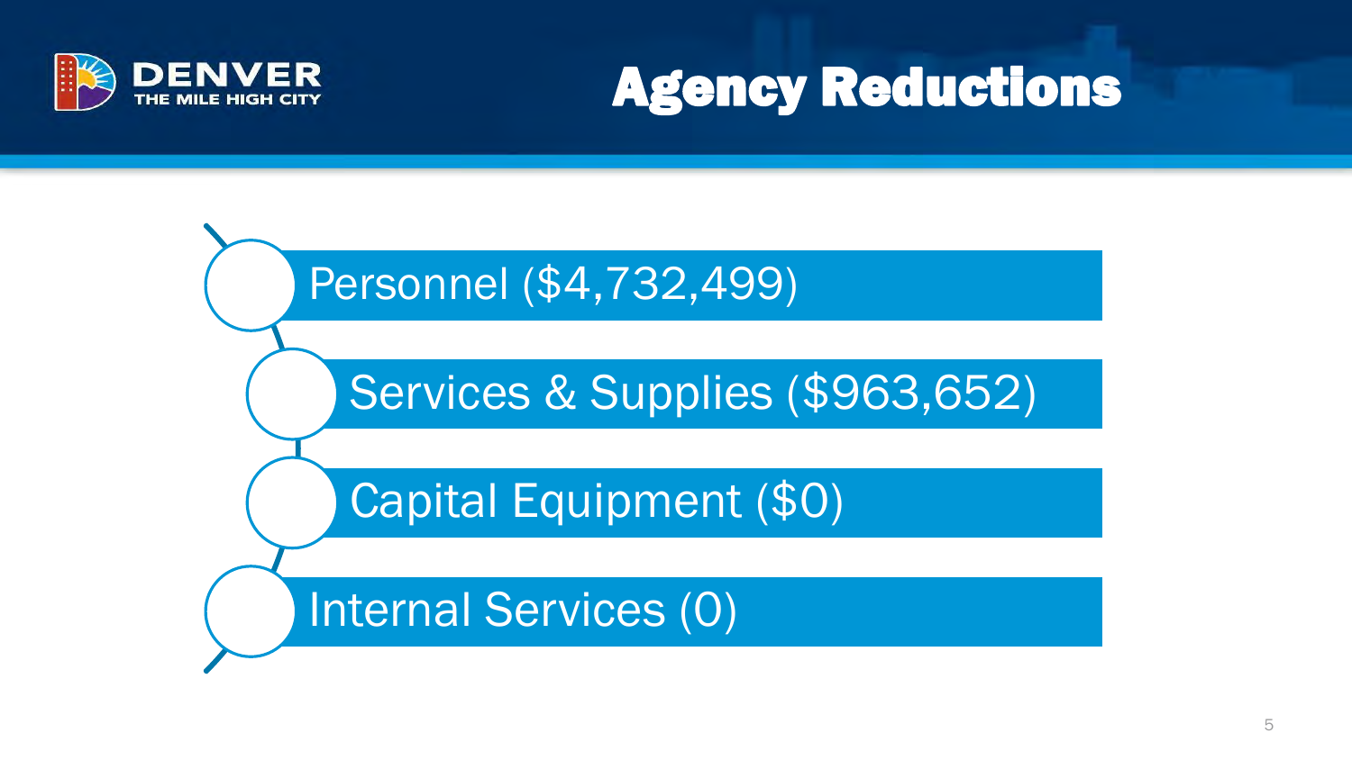# Agency Reductions

- Personnel ($4,732,499)
- Services & Supplies ($963,652)
- Capital Equipment ($0)
- Internal Services (0)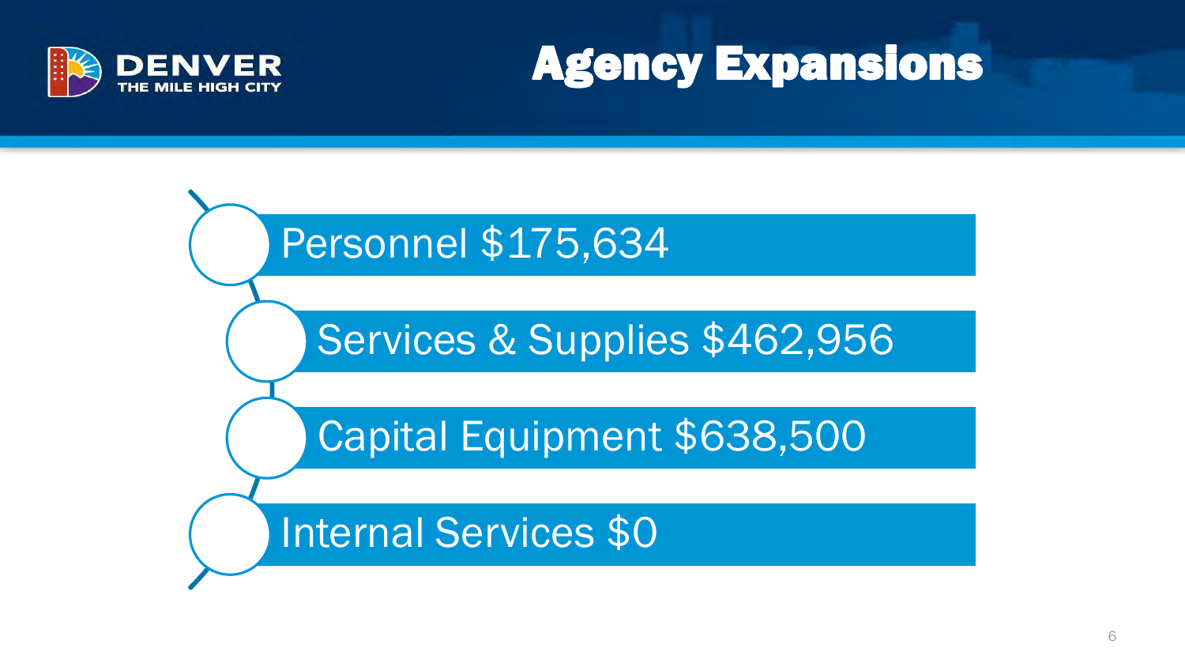# Agency Expansions

- Personnel $175,634
- Services & Supplies $462,956
- Capital Equipment $638,500
- Internal Services $0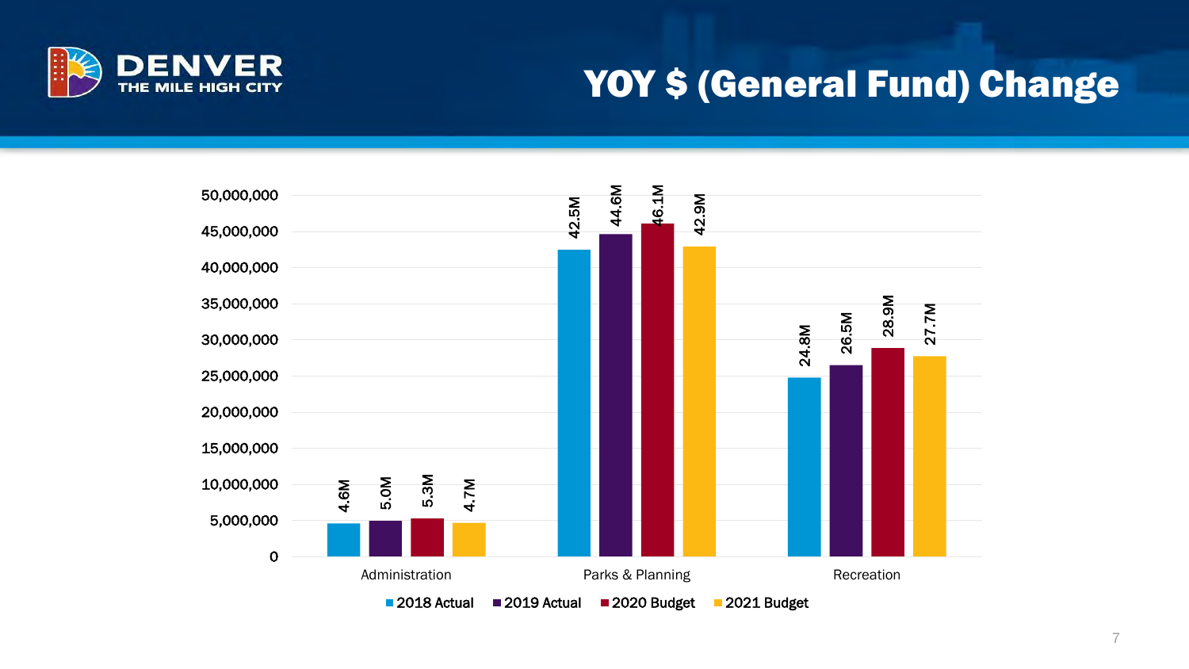# YOY $ (General Fund) Change

| | 2018 Actual | 2019 Actual | 2020 Budget | 2021 Budget |
|---|---|---|---|---|
| Administration | 4.6M | 5.0M | 5.3M | 4.7M |
| Parks & Planning | 42.5M | 44.6M | 46.1M | 42.9M |
| Recreation | 24.8M | 26.5M | 28.9M | 27.7M |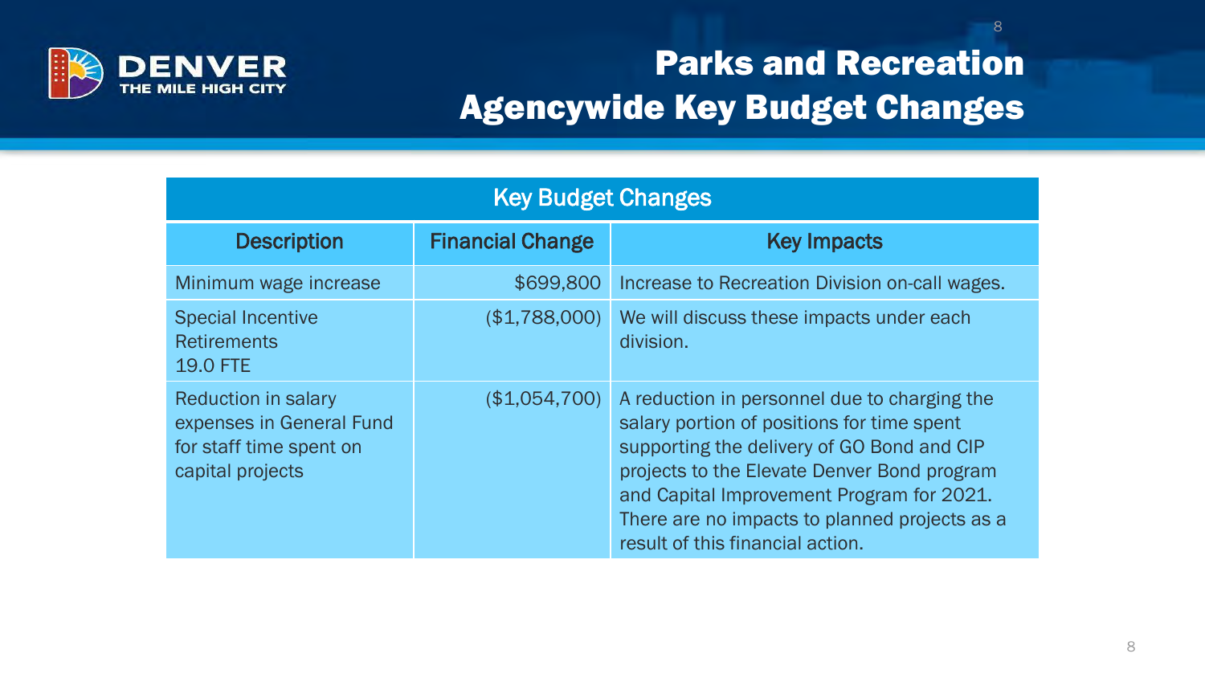# Parks and Recreation
# Agencywide Key Budget Changes

| Key Budget Changes | | |
|---|---|---|
| **Description** | **Financial Change** | **Key Impacts** |
| Minimum wage increase | $699,800 | Increase to Recreation Division on-call wages. |
| Special Incentive Retirements 19.0 FTE | ($1,788,000) | We will discuss these impacts under each division. |
| Reduction in salary expenses in General Fund for staff time spent on capital projects | ($1,054,700) | A reduction in personnel due to charging the salary portion of positions for time spent supporting the delivery of GO Bond and CIP projects to the Elevate Denver Bond program and Capital Improvement Program for 2021. There are no impacts to planned projects as a result of this financial action. |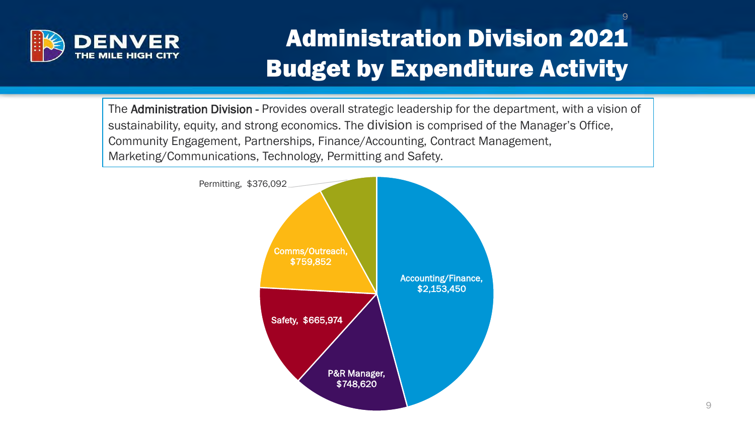# Administration Division 2021 Budget by Expenditure Activity

The **Administration Division** - Provides overall strategic leadership for the department, with a vision of sustainability, equity, and strong economics. The division is comprised of the Manager's Office, Community Engagement, Partnerships, Finance/Accounting, Contract Management, Marketing/Communications, Technology, Permitting and Safety.

| Expenditure Activity | Amount |
| --- | --- |
| Accounting/Finance | $2,153,450 |
| P&R Manager | $748,620 |
| Safety | $665,974 |
| Comms/Outreach | $759,852 |
| Permitting | $376,092 |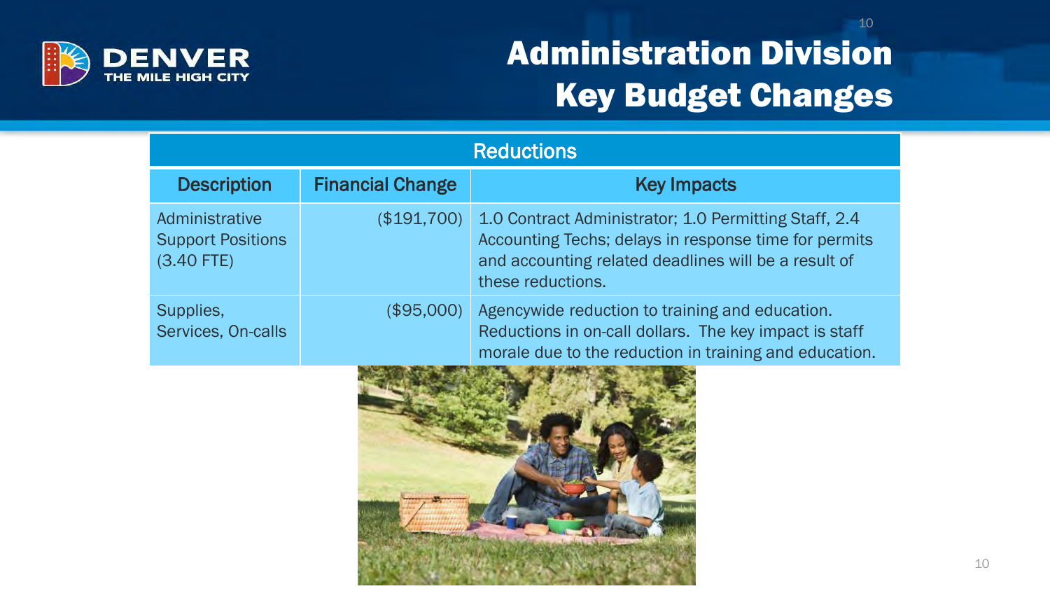# Administration Division Key Budget Changes

| Reductions | | |
|---|---|---|
| **Description** | **Financial Change** | **Key Impacts** |
| Administrative Support Positions (3.40 FTE) | ($191,700) | 1.0 Contract Administrator; 1.0 Permitting Staff, 2.4 Accounting Techs; delays in response time for permits and accounting related deadlines will be a result of these reductions. |
| Supplies, Services, On-calls | ($95,000) | Agencywide reduction to training and education. Reductions in on-call dollars. The key impact is staff morale due to the reduction in training and education. |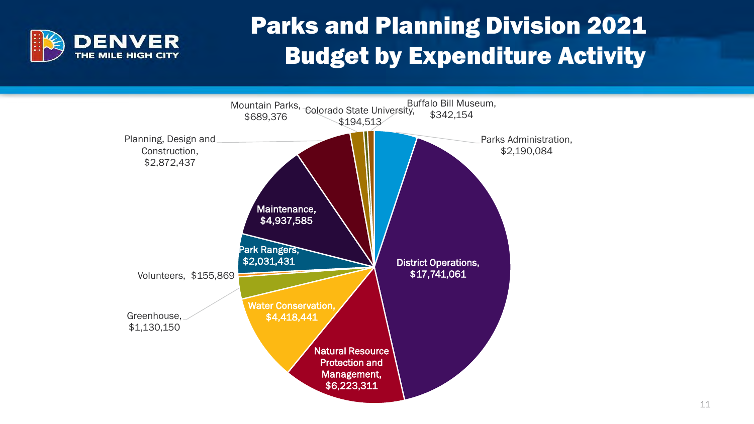# Parks and Planning Division 2021 Budget by Expenditure Activity

| Expenditure Activity | Budget |
| --- | --- |
| Parks Administration | $2,190,084 |
| District Operations | $17,741,061 |
| Natural Resource Protection and Management | $6,223,311 |
| Water Conservation | $4,418,441 |
| Greenhouse | $1,130,150 |
| Volunteers | $155,869 |
| Park Rangers | $2,031,431 |
| Maintenance | $4,937,585 |
| Planning, Design and Construction | $2,872,437 |
| Mountain Parks | $689,376 |
| Colorado State University | $194,513 |
| Buffalo Bill Museum | $342,154 |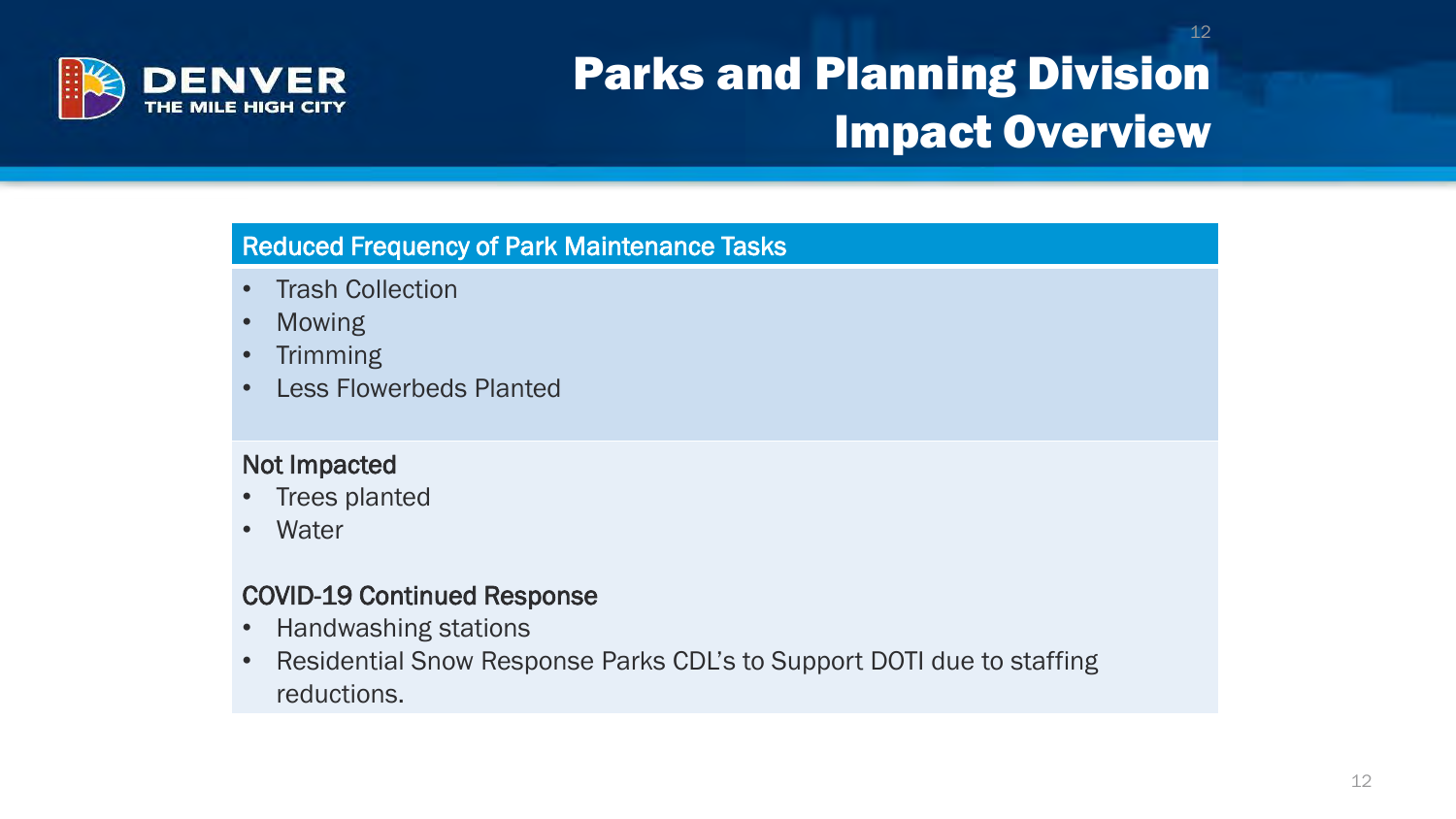# Parks and Planning Division Impact Overview

## Reduced Frequency of Park Maintenance Tasks

- Trash Collection
- Mowing
- Trimming
- Less Flowerbeds Planted

### Not Impacted

- Trees planted
- Water

### COVID-19 Continued Response

- Handwashing stations
- Residential Snow Response Parks CDL's to Support DOTI due to staffing reductions.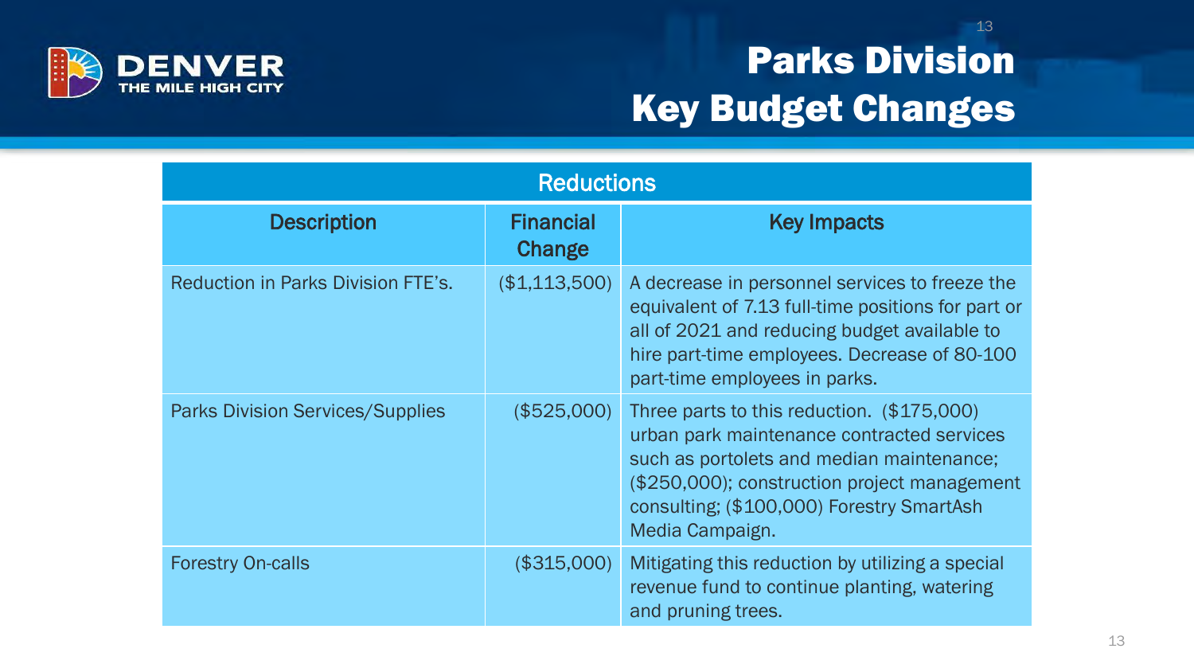# Parks Division Key Budget Changes

| Reductions | | |
|---|---|---|
| **Description** | **Financial Change** | **Key Impacts** |
| Reduction in Parks Division FTE's. | ($1,113,500) | A decrease in personnel services to freeze the equivalent of 7.13 full-time positions for part or all of 2021 and reducing budget available to hire part-time employees. Decrease of 80-100 part-time employees in parks. |
| Parks Division Services/Supplies | ($525,000) | Three parts to this reduction. ($175,000) urban park maintenance contracted services such as portolets and median maintenance; ($250,000); construction project management consulting; ($100,000) Forestry SmartAsh Media Campaign. |
| Forestry On-calls | ($315,000) | Mitigating this reduction by utilizing a special revenue fund to continue planting, watering and pruning trees. |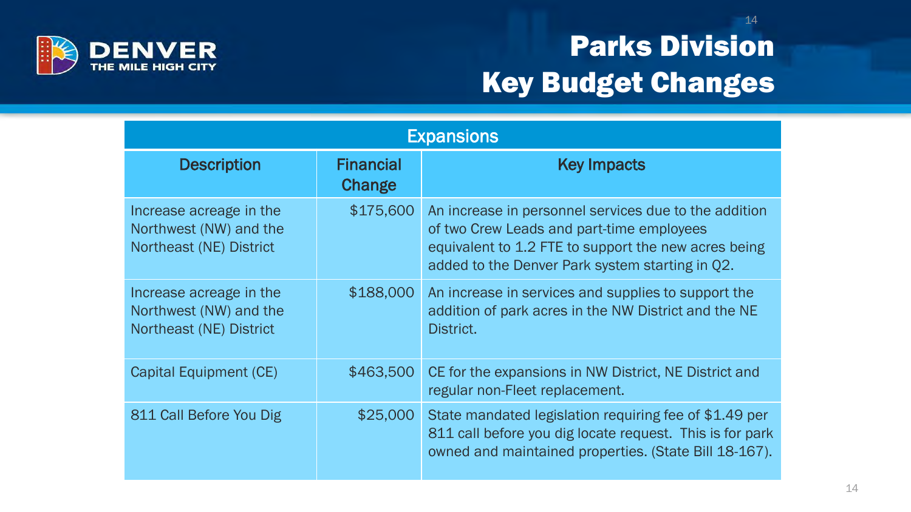# Parks Division Key Budget Changes

| Expansions | | |
|---|---|---|
| **Description** | **Financial Change** | **Key Impacts** |
| Increase acreage in the Northwest (NW) and the Northeast (NE) District | $175,600 | An increase in personnel services due to the addition of two Crew Leads and part-time employees equivalent to 1.2 FTE to support the new acres being added to the Denver Park system starting in Q2. |
| Increase acreage in the Northwest (NW) and the Northeast (NE) District | $188,000 | An increase in services and supplies to support the addition of park acres in the NW District and the NE District. |
| Capital Equipment (CE) | $463,500 | CE for the expansions in NW District, NE District and regular non-Fleet replacement. |
| 811 Call Before You Dig | $25,000 | State mandated legislation requiring fee of $1.49 per 811 call before you dig locate request. This is for park owned and maintained properties. (State Bill 18-167). |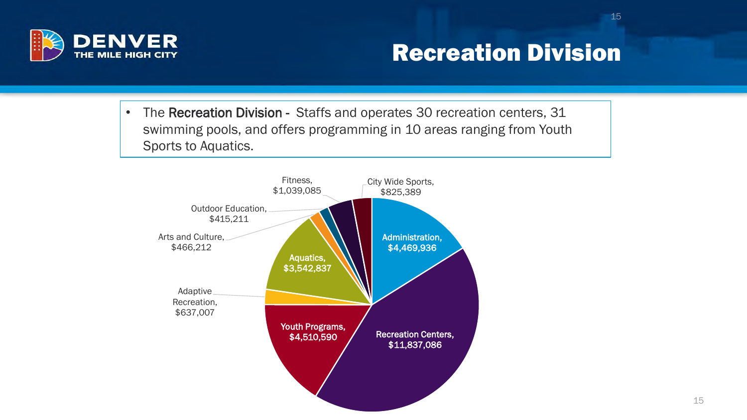# Recreation Division

- The **Recreation Division** - Staffs and operates 30 recreation centers, 31 swimming pools, and offers programming in 10 areas ranging from Youth Sports to Aquatics.

| Program Area | Amount |
| --- | --- |
| Administration | $4,469,936 |
| Recreation Centers | $11,837,086 |
| Youth Programs | $4,510,590 |
| Adaptive Recreation | $637,007 |
| Aquatics | $3,542,837 |
| Arts and Culture | $466,212 |
| Outdoor Education | $415,211 |
| Fitness | $1,039,085 |
| City Wide Sports | $825,389 |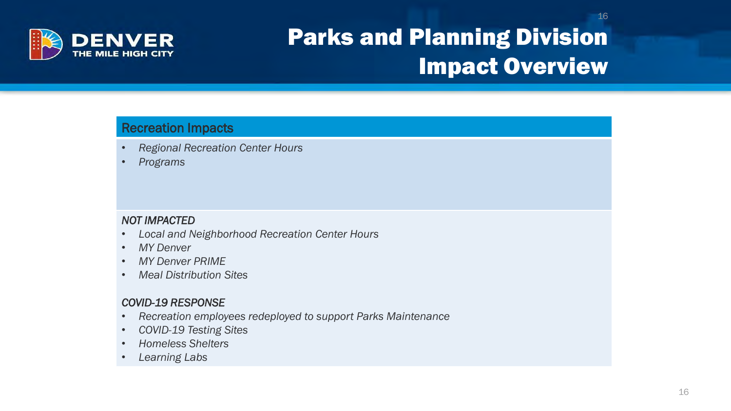# Parks and Planning Division Impact Overview

## Recreation Impacts

- *Regional Recreation Center Hours*
- *Programs*

*NOT IMPACTED*

- *Local and Neighborhood Recreation Center Hours*
- *MY Denver*
- *MY Denver PRIME*
- *Meal Distribution Sites*

*COVID-19 RESPONSE*

- *Recreation employees redeployed to support Parks Maintenance*
- *COVID-19 Testing Sites*
- *Homeless Shelters*
- *Learning Labs*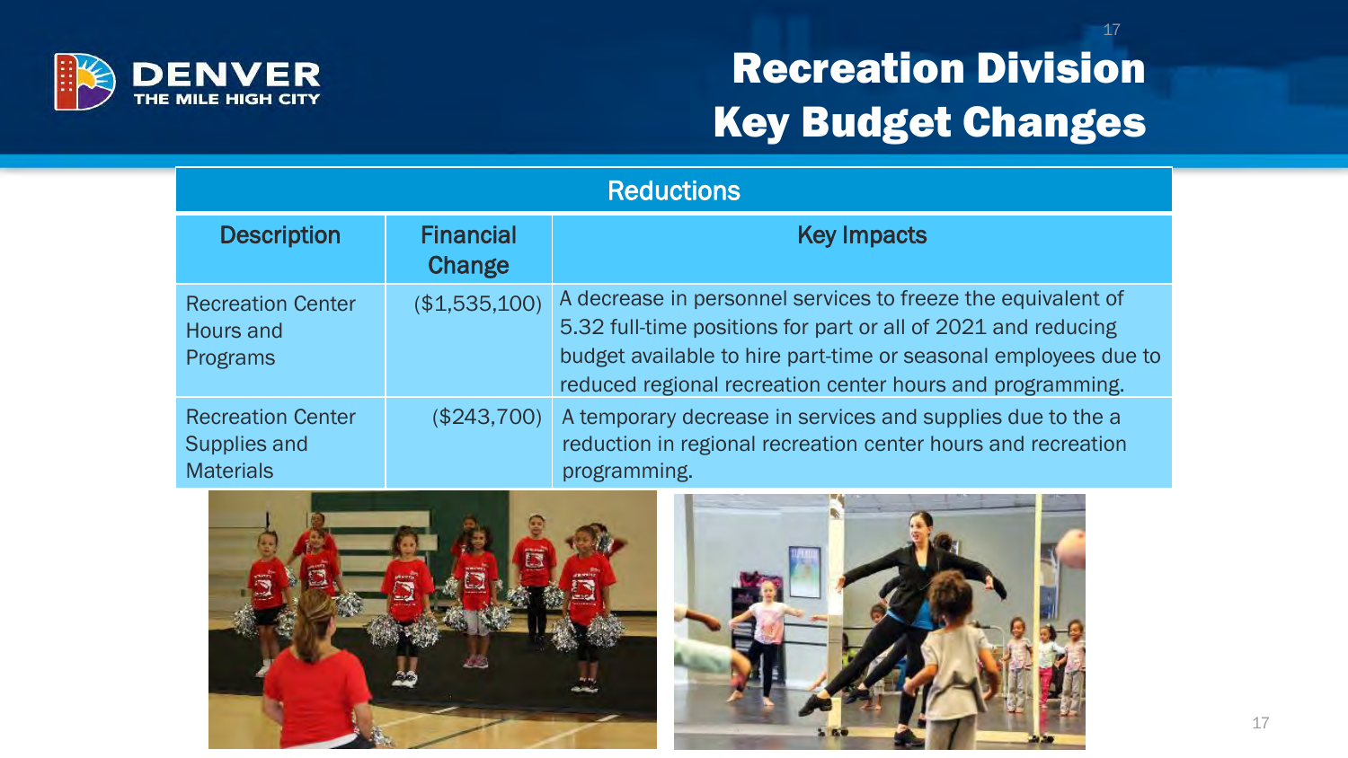# Recreation Division Key Budget Changes

| Reductions | | |
|---|---|---|
| **Description** | **Financial Change** | **Key Impacts** |
| Recreation Center Hours and Programs | ($1,535,100) | A decrease in personnel services to freeze the equivalent of 5.32 full-time positions for part or all of 2021 and reducing budget available to hire part-time or seasonal employees due to reduced regional recreation center hours and programming. |
| Recreation Center Supplies and Materials | ($243,700) | A temporary decrease in services and supplies due to the a reduction in regional recreation center hours and recreation programming. |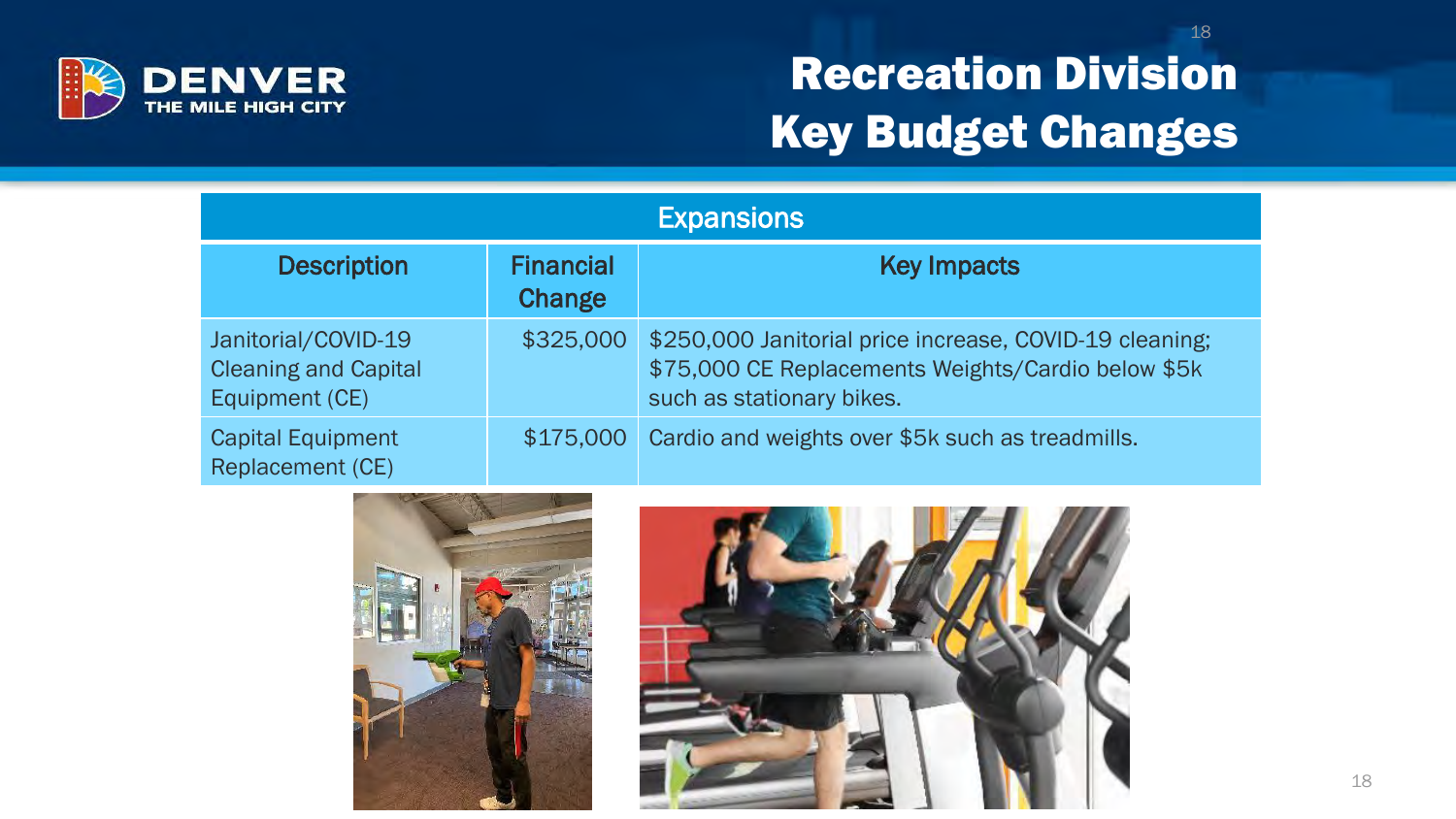# Recreation Division Key Budget Changes

| Expansions | | |
|---|---|---|
| **Description** | **Financial Change** | **Key Impacts** |
| Janitorial/COVID-19 Cleaning and Capital Equipment (CE) | $325,000 | $250,000 Janitorial price increase, COVID-19 cleaning; $75,000 CE Replacements Weights/Cardio below $5k such as stationary bikes. |
| Capital Equipment Replacement (CE) | $175,000 | Cardio and weights over $5k such as treadmills. |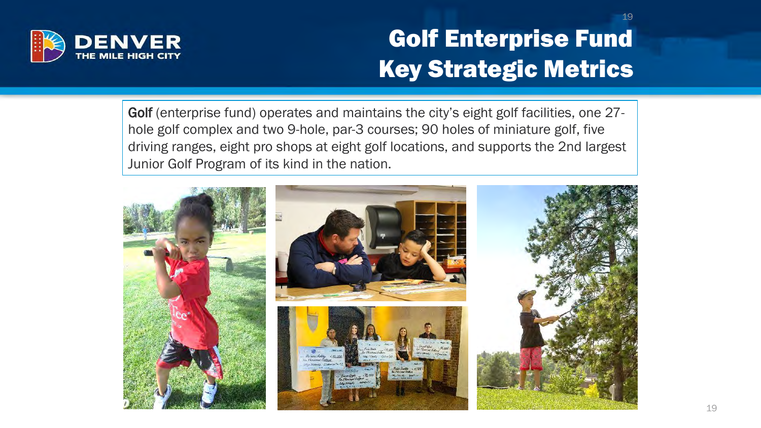# Golf Enterprise Fund Key Strategic Metrics

**Golf** (enterprise fund) operates and maintains the city's eight golf facilities, one 27-hole golf complex and two 9-hole, par-3 courses; 90 holes of miniature golf, five driving ranges, eight pro shops at eight golf locations, and supports the 2nd largest Junior Golf Program of its kind in the nation.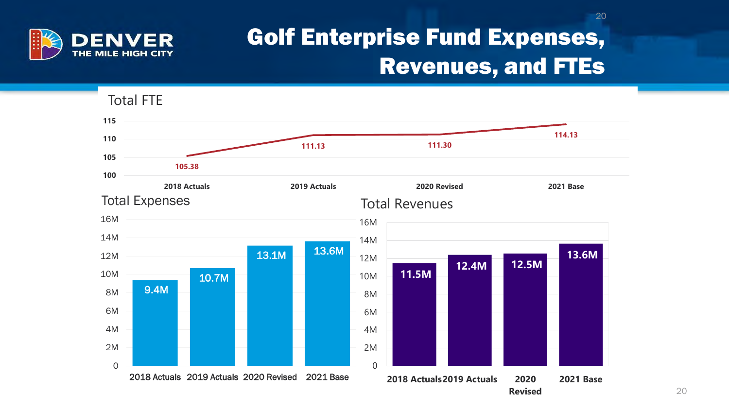# Golf Enterprise Fund Expenses, Revenues, and FTEs

## Total FTE

| | 2018 Actuals | 2019 Actuals | 2020 Revised | 2021 Base |
|---|---|---|---|---|
| Total FTE | 105.38 | 111.13 | 111.30 | 114.13 |

## Total Expenses

| | 2018 Actuals | 2019 Actuals | 2020 Revised | 2021 Base |
|---|---|---|---|---|
| Total Expenses | 9.4M | 10.7M | 13.1M | 13.6M |

## Total Revenues

| | 2018 Actuals | 2019 Actuals | 2020 Revised | 2021 Base |
|---|---|---|---|---|
| Total Revenues | 11.5M | 12.4M | 12.5M | 13.6M |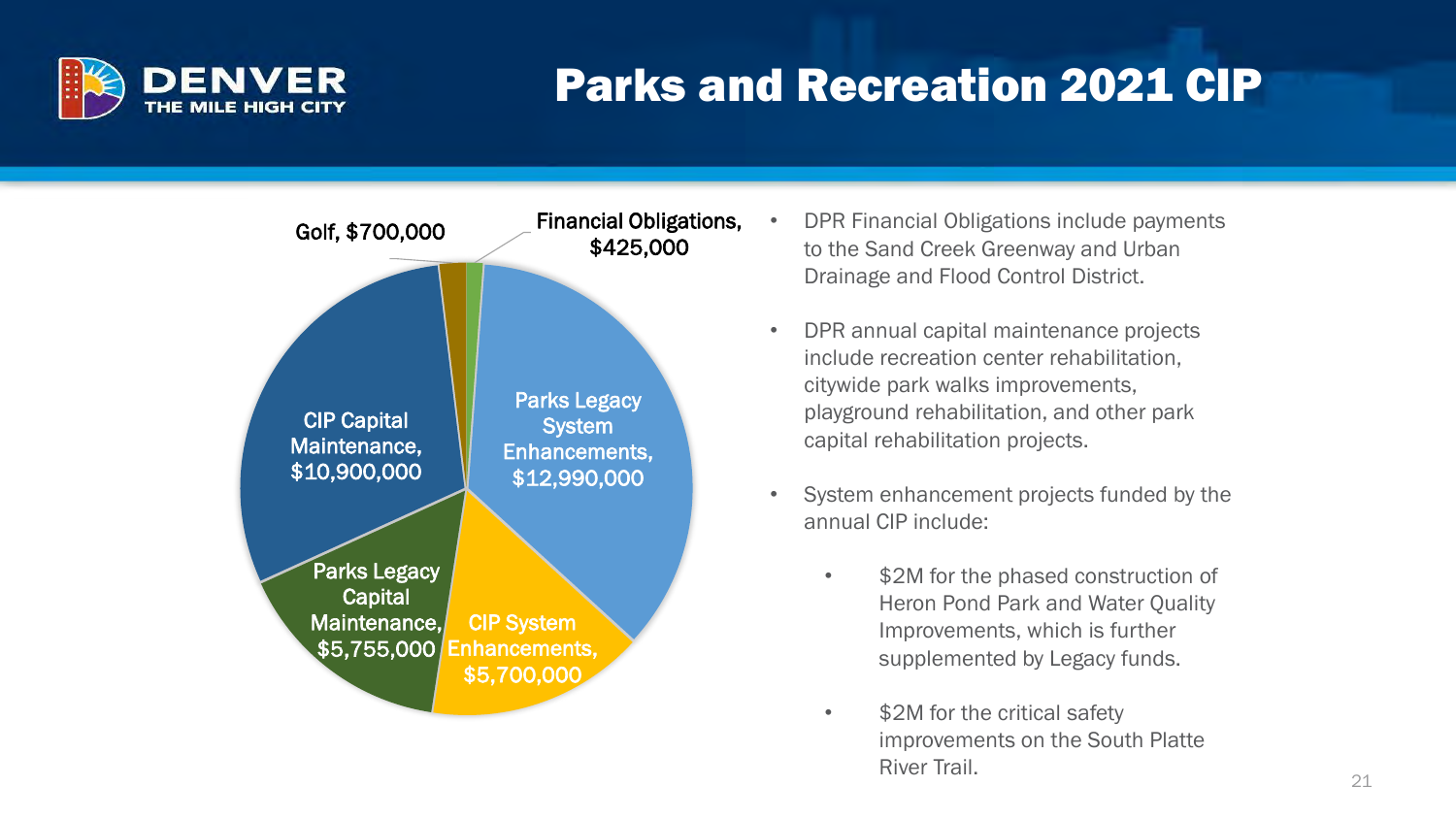# Parks and Recreation 2021 CIP

- Golf, $700,000
- Financial Obligations, $425,000
- Parks Legacy System Enhancements, $12,990,000
- CIP System Enhancements, $5,700,000
- Parks Legacy Capital Maintenance, $5,755,000
- CIP Capital Maintenance, $10,900,000

- DPR Financial Obligations include payments to the Sand Creek Greenway and Urban Drainage and Flood Control District.
- DPR annual capital maintenance projects include recreation center rehabilitation, citywide park walks improvements, playground rehabilitation, and other park capital rehabilitation projects.
- System enhancement projects funded by the annual CIP include:
  - $2M for the phased construction of Heron Pond Park and Water Quality Improvements, which is further supplemented by Legacy funds.
  - $2M for the critical safety improvements on the South Platte River Trail.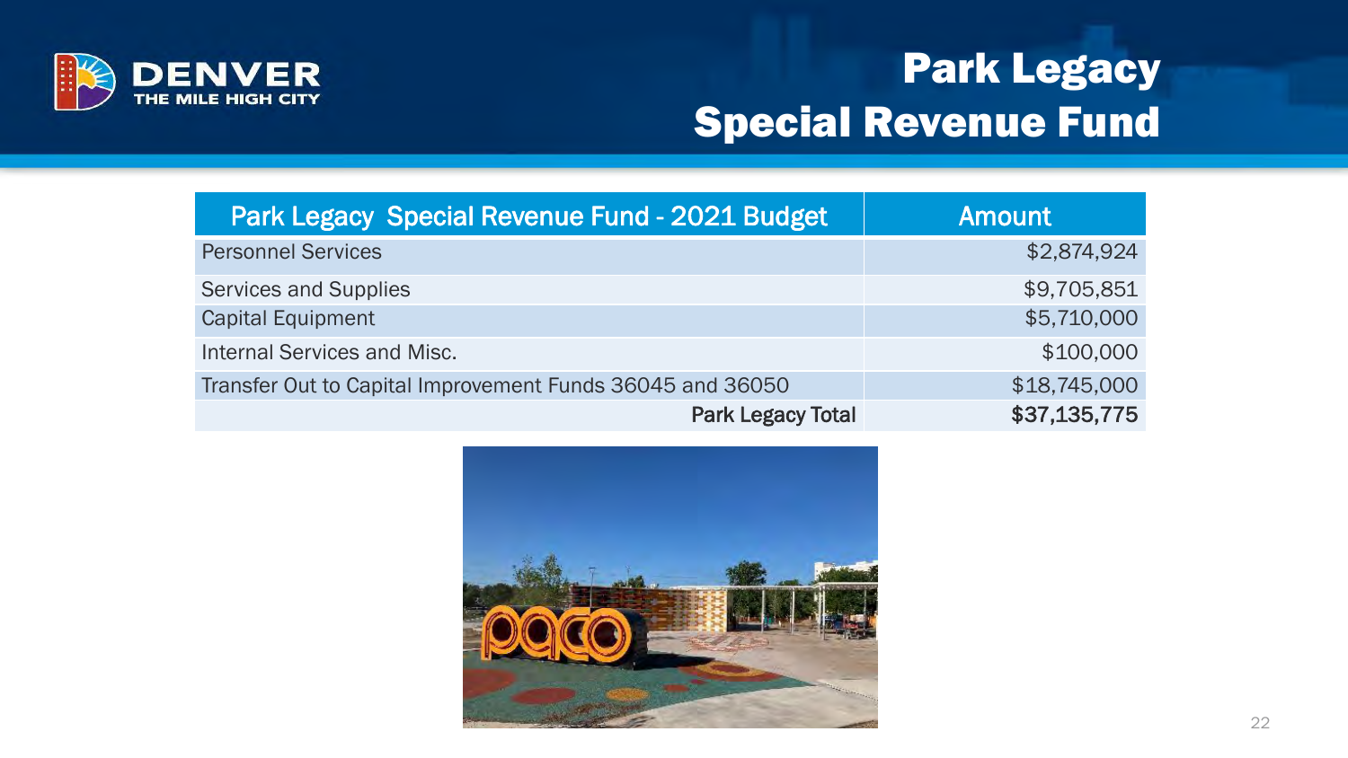# Park Legacy Special Revenue Fund

| Park Legacy Special Revenue Fund - 2021 Budget | Amount |
|---|---|
| Personnel Services | $2,874,924 |
| Services and Supplies | $9,705,851 |
| Capital Equipment | $5,710,000 |
| Internal Services and Misc. | $100,000 |
| Transfer Out to Capital Improvement Funds 36045 and 36050 | $18,745,000 |
| **Park Legacy Total** | **$37,135,775** |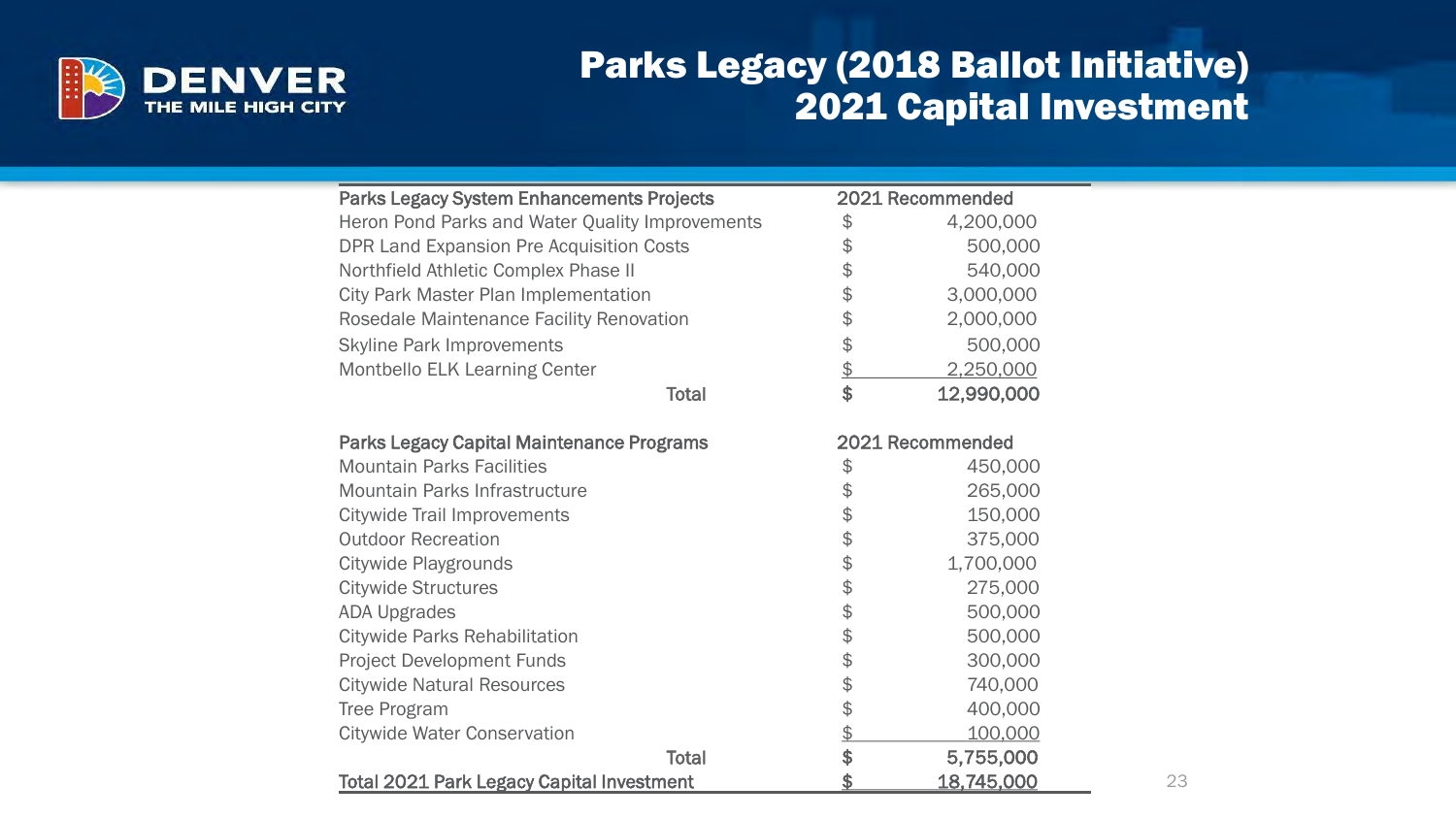# Parks Legacy (2018 Ballot Initiative) 2021 Capital Investment

| Parks Legacy System Enhancements Projects | 2021 Recommended |
|---|---|
| Heron Pond Parks and Water Quality Improvements | $ 4,200,000 |
| DPR Land Expansion Pre Acquisition Costs | $ 500,000 |
| Northfield Athletic Complex Phase II | $ 540,000 |
| City Park Master Plan Implementation | $ 3,000,000 |
| Rosedale Maintenance Facility Renovation | $ 2,000,000 |
| Skyline Park Improvements | $ 500,000 |
| Montbello ELK Learning Center | $ 2,250,000 |
| **Total** | **$ 12,990,000** |

| Parks Legacy Capital Maintenance Programs | 2021 Recommended |
|---|---|
| Mountain Parks Facilities | $ 450,000 |
| Mountain Parks Infrastructure | $ 265,000 |
| Citywide Trail Improvements | $ 150,000 |
| Outdoor Recreation | $ 375,000 |
| Citywide Playgrounds | $ 1,700,000 |
| Citywide Structures | $ 275,000 |
| ADA Upgrades | $ 500,000 |
| Citywide Parks Rehabilitation | $ 500,000 |
| Project Development Funds | $ 300,000 |
| Citywide Natural Resources | $ 740,000 |
| Tree Program | $ 400,000 |
| Citywide Water Conservation | $ 100,000 |
| **Total** | **$ 5,755,000** |
| **Total 2021 Park Legacy Capital Investment** | **$ 18,745,000** |